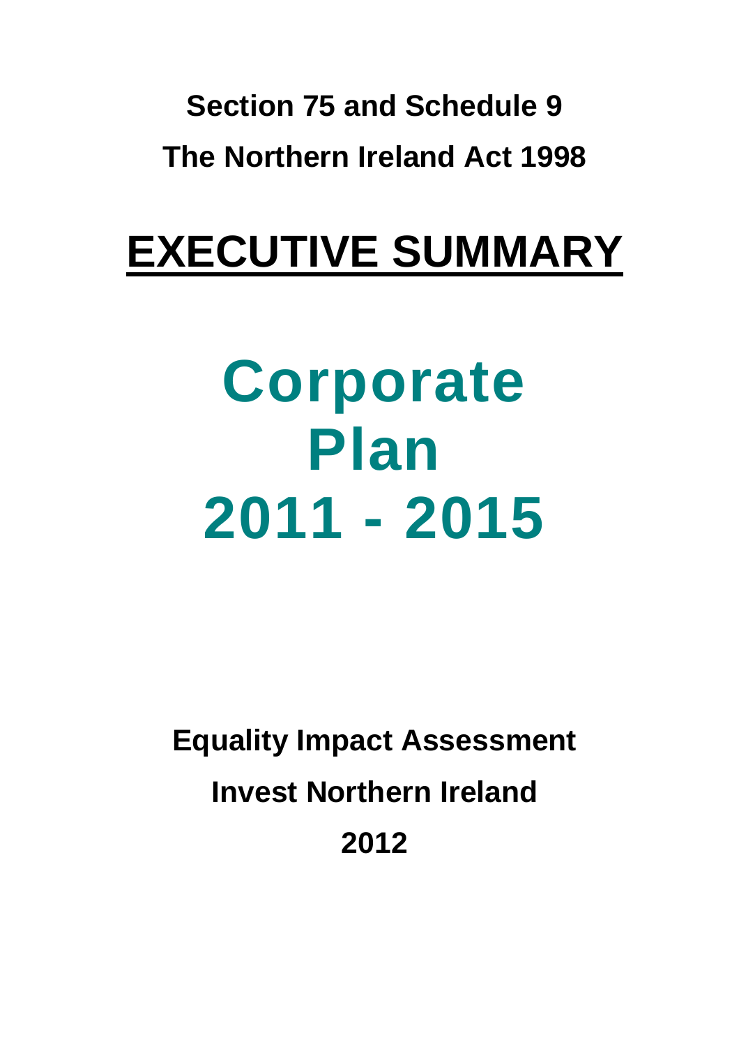**Section 75 and Schedule 9**

**The Northern Ireland Act 1998**

# EXECUTIVE SUMMARY

# Corporate Plan 2011 - 2015

**Equality Impact Assessment**

**Invest Northern Ireland**

**2012**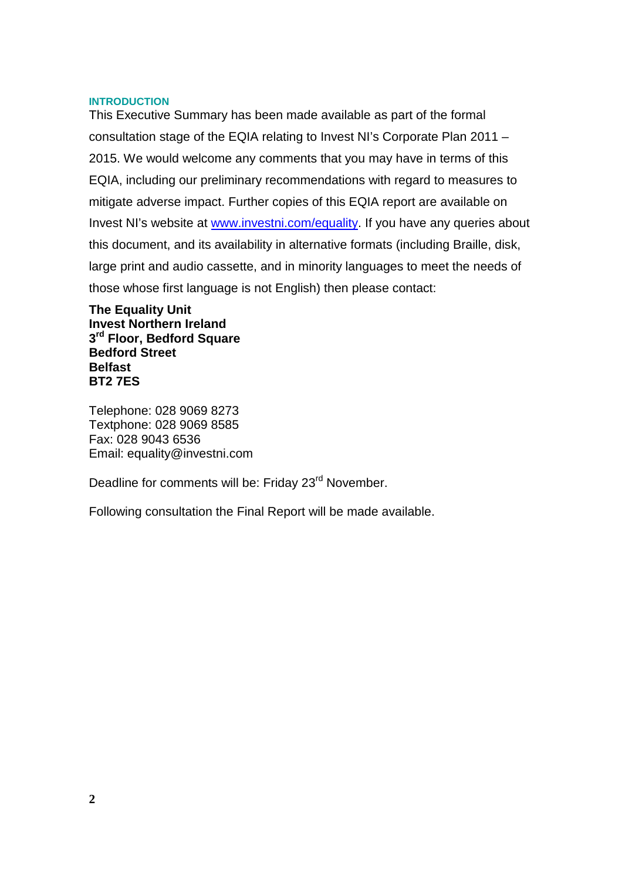## INTRODUCTION

This Executive Summary has been made available as part of the formal consultation stage of the EQIA relating to Invest NI's Corporate Plan 2011 – 2015. We would welcome any comments that you may have in terms of this EQIA, including our preliminary recommendations with regard to measures to mitigate adverse impact. Further copies of this EQIA report are available on Invest NI's website at [www.investni.com/equality](http://www.investni.com/equality). If you have any queries about this document, and its availability in alternative formats (including Braille, disk, large print and audio cassette, and in minority languages to meet the needs of those whose first language is not English) then please contact:

**The Equality Unit**
**Invest Northern Ireland**
**3rd Floor, Bedford Square**
**Bedford Street**
**Belfast**
**BT2 7ES**

Telephone: 028 9069 8273
Textphone: 028 9069 8585
Fax: 028 9043 6536
Email: equality@investni.com

Deadline for comments will be: Friday 23rd November.

Following consultation the Final Report will be made available.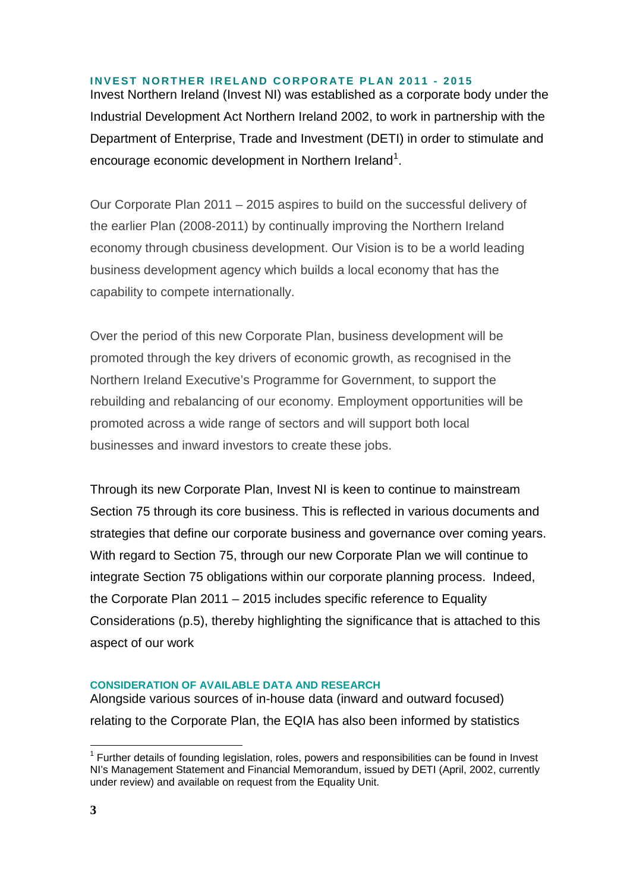## INVEST NORTHER IRELAND CORPORATE PLAN 2011 - 2015

Invest Northern Ireland (Invest NI) was established as a corporate body under the Industrial Development Act Northern Ireland 2002, to work in partnership with the Department of Enterprise, Trade and Investment (DETI) in order to stimulate and encourage economic development in Northern Ireland[1].

Our Corporate Plan 2011 – 2015 aspires to build on the successful delivery of the earlier Plan (2008-2011) by continually improving the Northern Ireland economy through cbusiness development. Our Vision is to be a world leading business development agency which builds a local economy that has the capability to compete internationally.

Over the period of this new Corporate Plan, business development will be promoted through the key drivers of economic growth, as recognised in the Northern Ireland Executive's Programme for Government, to support the rebuilding and rebalancing of our economy. Employment opportunities will be promoted across a wide range of sectors and will support both local businesses and inward investors to create these jobs.

Through its new Corporate Plan, Invest NI is keen to continue to mainstream Section 75 through its core business. This is reflected in various documents and strategies that define our corporate business and governance over coming years. With regard to Section 75, through our new Corporate Plan we will continue to integrate Section 75 obligations within our corporate planning process. Indeed, the Corporate Plan 2011 – 2015 includes specific reference to Equality Considerations (p.5), thereby highlighting the significance that is attached to this aspect of our work

### CONSIDERATION OF AVAILABLE DATA AND RESEARCH

Alongside various sources of in-house data (inward and outward focused) relating to the Corporate Plan, the EQIA has also been informed by statistics

---

[1] Further details of founding legislation, roles, powers and responsibilities can be found in Invest NI's Management Statement and Financial Memorandum, issued by DETI (April, 2002, currently under review) and available on request from the Equality Unit.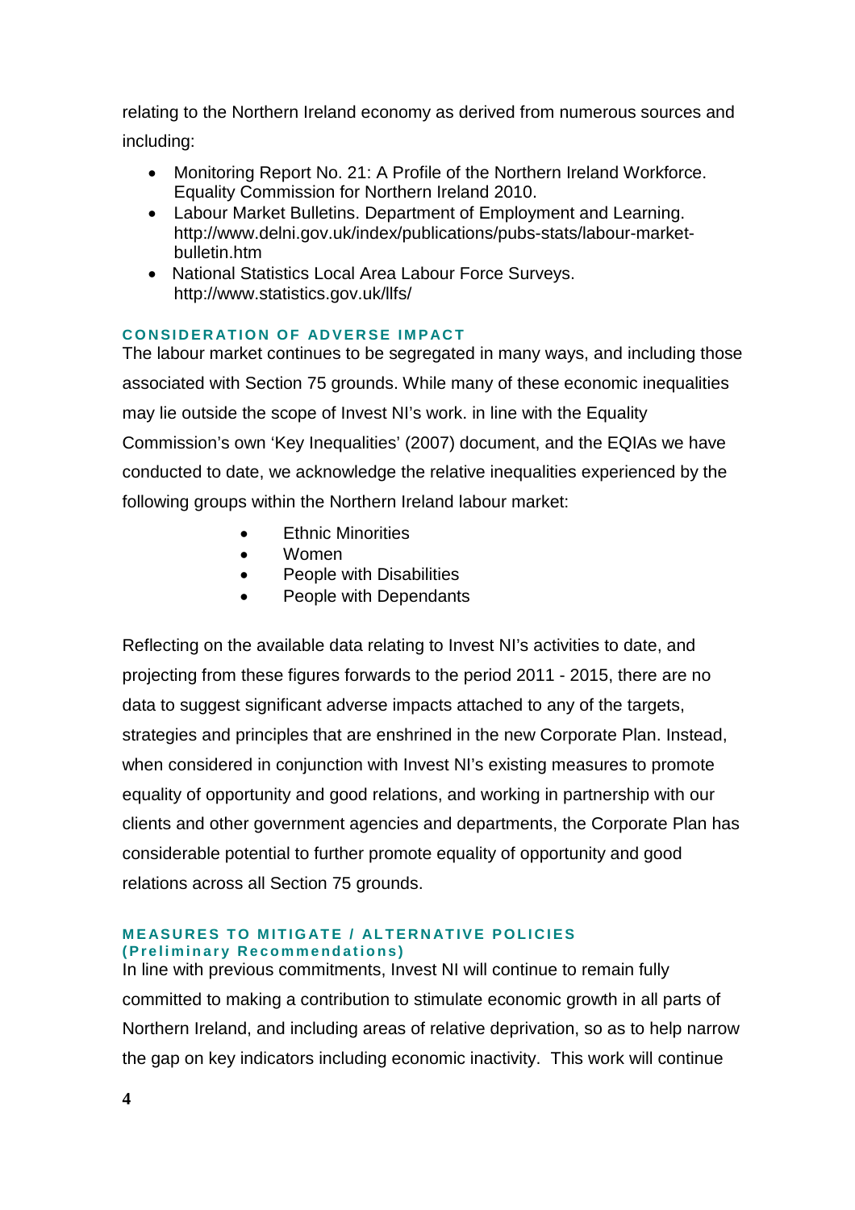relating to the Northern Ireland economy as derived from numerous sources and including:

- Monitoring Report No. 21: A Profile of the Northern Ireland Workforce. Equality Commission for Northern Ireland 2010.
- Labour Market Bulletins. Department of Employment and Learning. http://www.delni.gov.uk/index/publications/pubs-stats/labour-market-bulletin.htm
- National Statistics Local Area Labour Force Surveys. http://www.statistics.gov.uk/llfs/

### CONSIDERATION OF ADVERSE IMPACT

The labour market continues to be segregated in many ways, and including those associated with Section 75 grounds. While many of these economic inequalities may lie outside the scope of Invest NI's work. in line with the Equality Commission's own 'Key Inequalities' (2007) document, and the EQIAs we have conducted to date, we acknowledge the relative inequalities experienced by the following groups within the Northern Ireland labour market:

- Ethnic Minorities
- Women
- People with Disabilities
- People with Dependants

Reflecting on the available data relating to Invest NI's activities to date, and projecting from these figures forwards to the period 2011 - 2015, there are no data to suggest significant adverse impacts attached to any of the targets, strategies and principles that are enshrined in the new Corporate Plan. Instead, when considered in conjunction with Invest NI's existing measures to promote equality of opportunity and good relations, and working in partnership with our clients and other government agencies and departments, the Corporate Plan has considerable potential to further promote equality of opportunity and good relations across all Section 75 grounds.

### MEASURES TO MITIGATE / ALTERNATIVE POLICIES (Preliminary Recommendations)

In line with previous commitments, Invest NI will continue to remain fully committed to making a contribution to stimulate economic growth in all parts of Northern Ireland, and including areas of relative deprivation, so as to help narrow the gap on key indicators including economic inactivity. This work will continue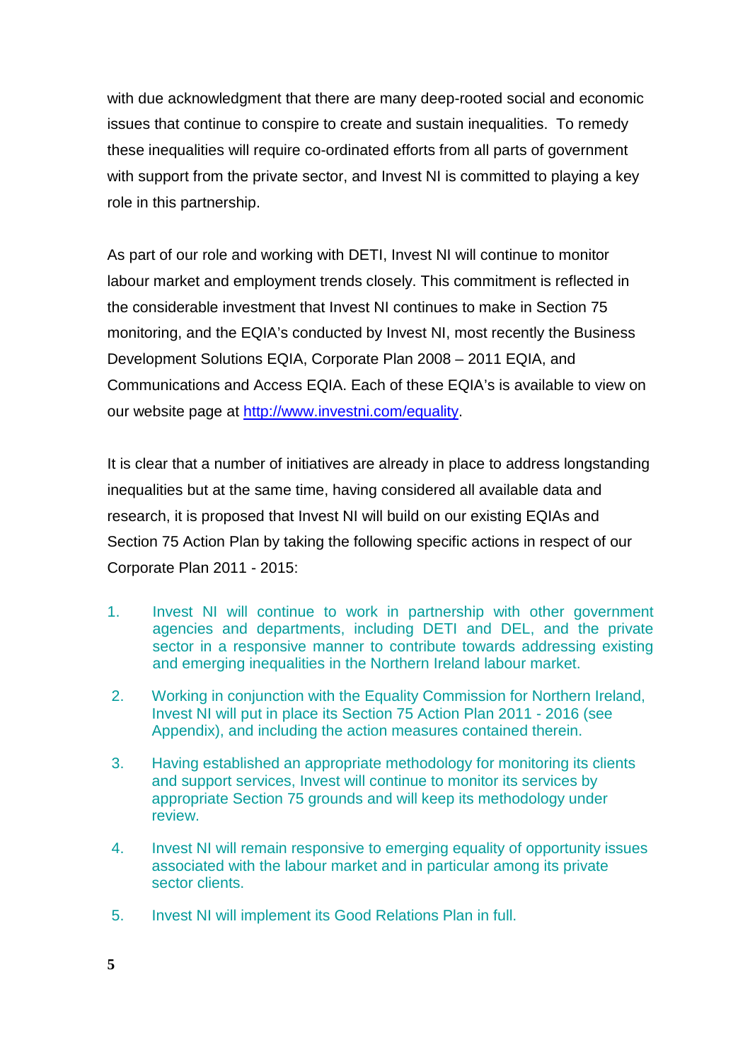with due acknowledgment that there are many deep-rooted social and economic issues that continue to conspire to create and sustain inequalities. To remedy these inequalities will require co-ordinated efforts from all parts of government with support from the private sector, and Invest NI is committed to playing a key role in this partnership.

As part of our role and working with DETI, Invest NI will continue to monitor labour market and employment trends closely. This commitment is reflected in the considerable investment that Invest NI continues to make in Section 75 monitoring, and the EQIA's conducted by Invest NI, most recently the Business Development Solutions EQIA, Corporate Plan 2008 – 2011 EQIA, and Communications and Access EQIA. Each of these EQIA's is available to view on our website page at [http://www.investni.com/equality](http://www.investni.com/equality).

It is clear that a number of initiatives are already in place to address longstanding inequalities but at the same time, having considered all available data and research, it is proposed that Invest NI will build on our existing EQIAs and Section 75 Action Plan by taking the following specific actions in respect of our Corporate Plan 2011 - 2015:

1. Invest NI will continue to work in partnership with other government agencies and departments, including DETI and DEL, and the private sector in a responsive manner to contribute towards addressing existing and emerging inequalities in the Northern Ireland labour market.

2. Working in conjunction with the Equality Commission for Northern Ireland, Invest NI will put in place its Section 75 Action Plan 2011 - 2016 (see Appendix), and including the action measures contained therein.

3. Having established an appropriate methodology for monitoring its clients and support services, Invest will continue to monitor its services by appropriate Section 75 grounds and will keep its methodology under review.

4. Invest NI will remain responsive to emerging equality of opportunity issues associated with the labour market and in particular among its private sector clients.

5. Invest NI will implement its Good Relations Plan in full.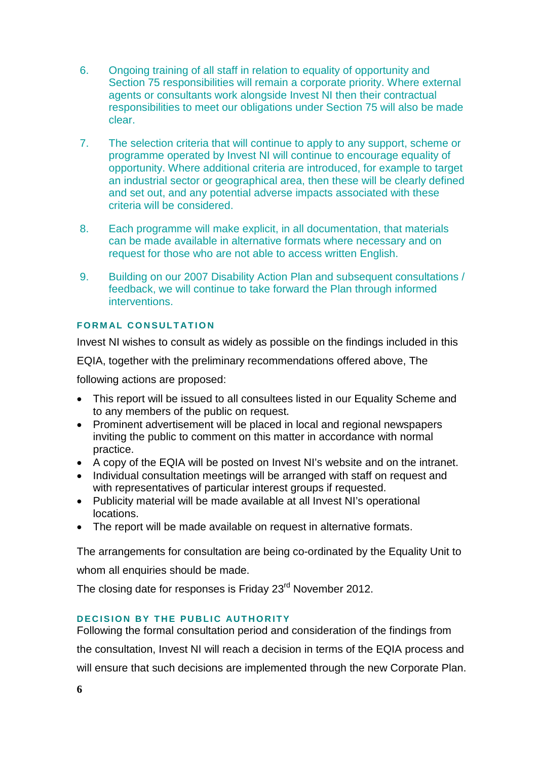6. Ongoing training of all staff in relation to equality of opportunity and Section 75 responsibilities will remain a corporate priority. Where external agents or consultants work alongside Invest NI then their contractual responsibilities to meet our obligations under Section 75 will also be made clear.

7. The selection criteria that will continue to apply to any support, scheme or programme operated by Invest NI will continue to encourage equality of opportunity. Where additional criteria are introduced, for example to target an industrial sector or geographical area, then these will be clearly defined and set out, and any potential adverse impacts associated with these criteria will be considered.

8. Each programme will make explicit, in all documentation, that materials can be made available in alternative formats where necessary and on request for those who are not able to access written English.

9. Building on our 2007 Disability Action Plan and subsequent consultations / feedback, we will continue to take forward the Plan through informed interventions.

## FORMAL CONSULTATION

Invest NI wishes to consult as widely as possible on the findings included in this EQIA, together with the preliminary recommendations offered above, The following actions are proposed:

- This report will be issued to all consultees listed in our Equality Scheme and to any members of the public on request.
- Prominent advertisement will be placed in local and regional newspapers inviting the public to comment on this matter in accordance with normal practice.
- A copy of the EQIA will be posted on Invest NI's website and on the intranet.
- Individual consultation meetings will be arranged with staff on request and with representatives of particular interest groups if requested.
- Publicity material will be made available at all Invest NI's operational locations.
- The report will be made available on request in alternative formats.

The arrangements for consultation are being co-ordinated by the Equality Unit to whom all enquiries should be made.

The closing date for responses is Friday 23rd November 2012.

## DECISION BY THE PUBLIC AUTHORITY

Following the formal consultation period and consideration of the findings from the consultation, Invest NI will reach a decision in terms of the EQIA process and will ensure that such decisions are implemented through the new Corporate Plan.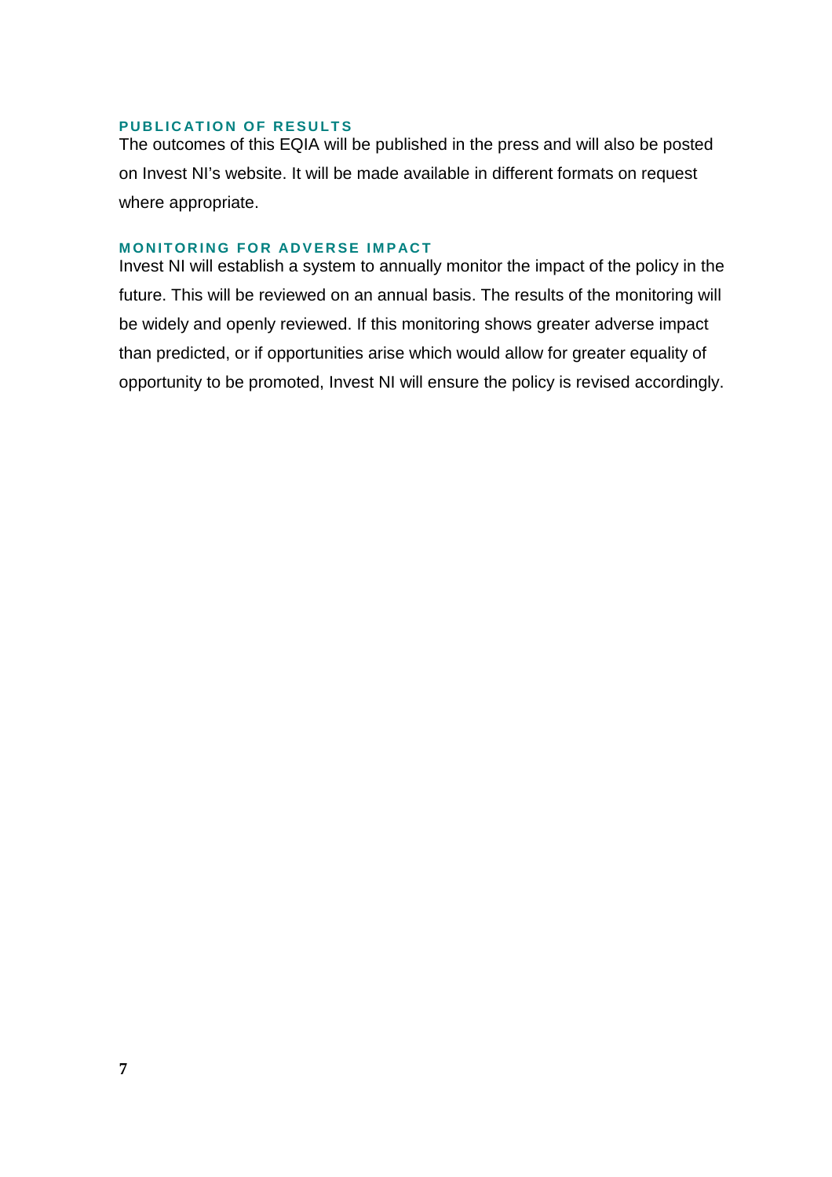## PUBLICATION OF RESULTS

The outcomes of this EQIA will be published in the press and will also be posted on Invest NI's website. It will be made available in different formats on request where appropriate.

## MONITORING FOR ADVERSE IMPACT

Invest NI will establish a system to annually monitor the impact of the policy in the future. This will be reviewed on an annual basis. The results of the monitoring will be widely and openly reviewed. If this monitoring shows greater adverse impact than predicted, or if opportunities arise which would allow for greater equality of opportunity to be promoted, Invest NI will ensure the policy is revised accordingly.